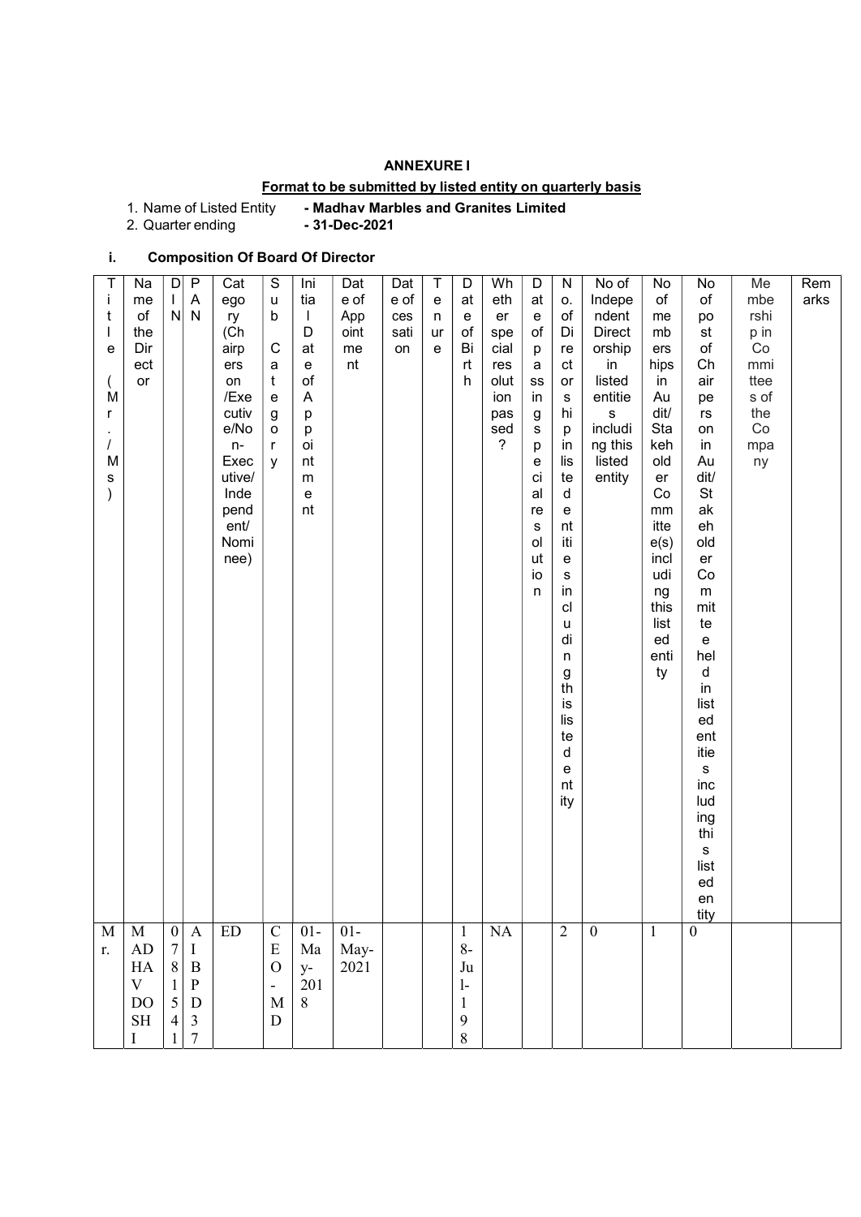**ANNEXURE I**

**Format to be submitted by listed entity on quarterly basis**

1. Name of Listed Entity **- Madhav Marbles and Granites Limited**
2. Quarter ending **- 31-Dec-2021**

**i. Composition Of Board Of Director**

| Title (Mr./Ms) | Name of the Director | DIN | PAN | Category (Chairperson/Executive/Non-Executive/Independent/Nominee) | Sub Category | Initial Date of Appointment | Date of Appointment | Date of cessation | Tenure | Date of Birth | Whether special resolution passed? | Date of passing special resolution | No. of Directorships in listed entities including this listed entity | No of Independent Directorship in listed entities including this listed entity | No of memberships in Audit/Stakeholder Committee(s) including this listed entity | No of post of Chairperson in Audit/Stakeholder Committee held in listed entities including this listed entity | Membership in Committees of the Company | Remarks |
|---|---|---|---|---|---|---|---|---|---|---|---|---|---|---|---|---|---|---|
| Mr. | MADHAV DOSHI | 07815441 | AIBPD37 | ED | CEO-MD | 01-May-2018 | 01-May-2021 | | | 18-Jul-198 | NA | | 2 | 0 | 1 | 0 | | |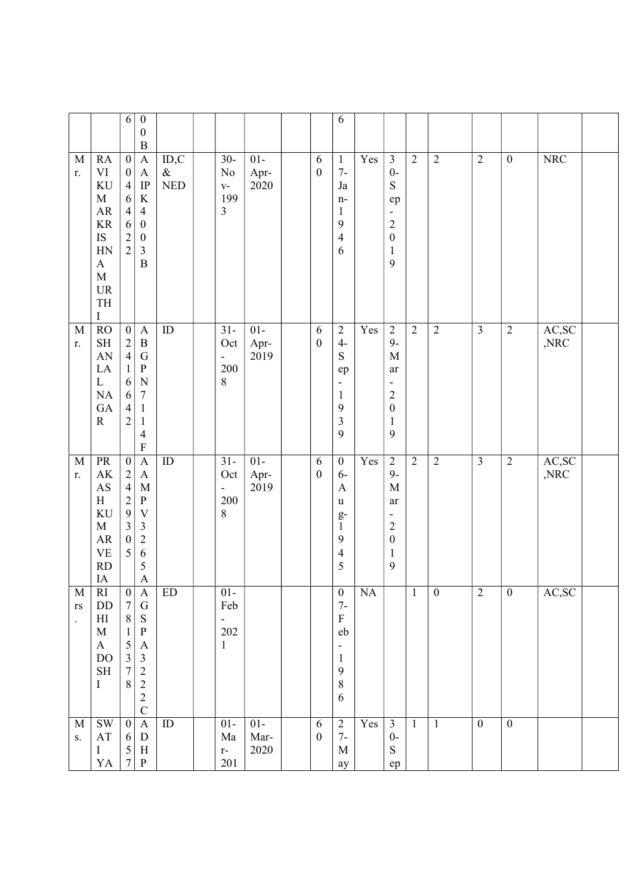| | | | | | | | | | | | | | | | | | | | |
|---|---|---|---|---|---|---|---|---|---|---|---|---|---|---|---|---|---|---|---|
| | | 6 | 00B | | | | | | | 6 | | | | | | | | | |
| Mr. | RAVIKUMAR KRISHNAMURTHI | 00464622 | AAIPK4003B | ID,C & NED | | 30-Nov-1993 | 01-Apr-2020 | | 60 | 17-Jan-1946 | Yes | 30-Sep-2019 | 2 | 2 | 2 | 0 | NRC | |
| Mr. | ROSHANLAL NAGAR | 02416642 | ABGPN7114F | ID | | 31-Oct-2008 | 01-Apr-2019 | | 60 | 24-Sep-1939 | Yes | 29-Mar-2019 | 2 | 2 | 3 | 2 | AC,SC,NRC | |
| Mr. | PRAKASH KUMAR VERDIA | 02429305 | AAMPV3265A | ID | | 31-Oct-2008 | 01-Apr-2019 | | 60 | 06-Aug-1945 | Yes | 29-Mar-2019 | 2 | 2 | 3 | 2 | AC,SC,NRC | |
| Mrs. | RIDDHIMA DOSHI | 07815378 | AGSPA3222C | ED | | 01-Feb-2021 | | | | 07-Feb-1986 | NA | | 1 | 0 | 2 | 0 | AC,SC | |
| Ms. | SWATI YA | 0657 | ADHP | ID | | 01-Mar-201 | 01-Mar-2020 | | 60 | 27-May | Yes | 30-Sep | 1 | 1 | 0 | 0 | | |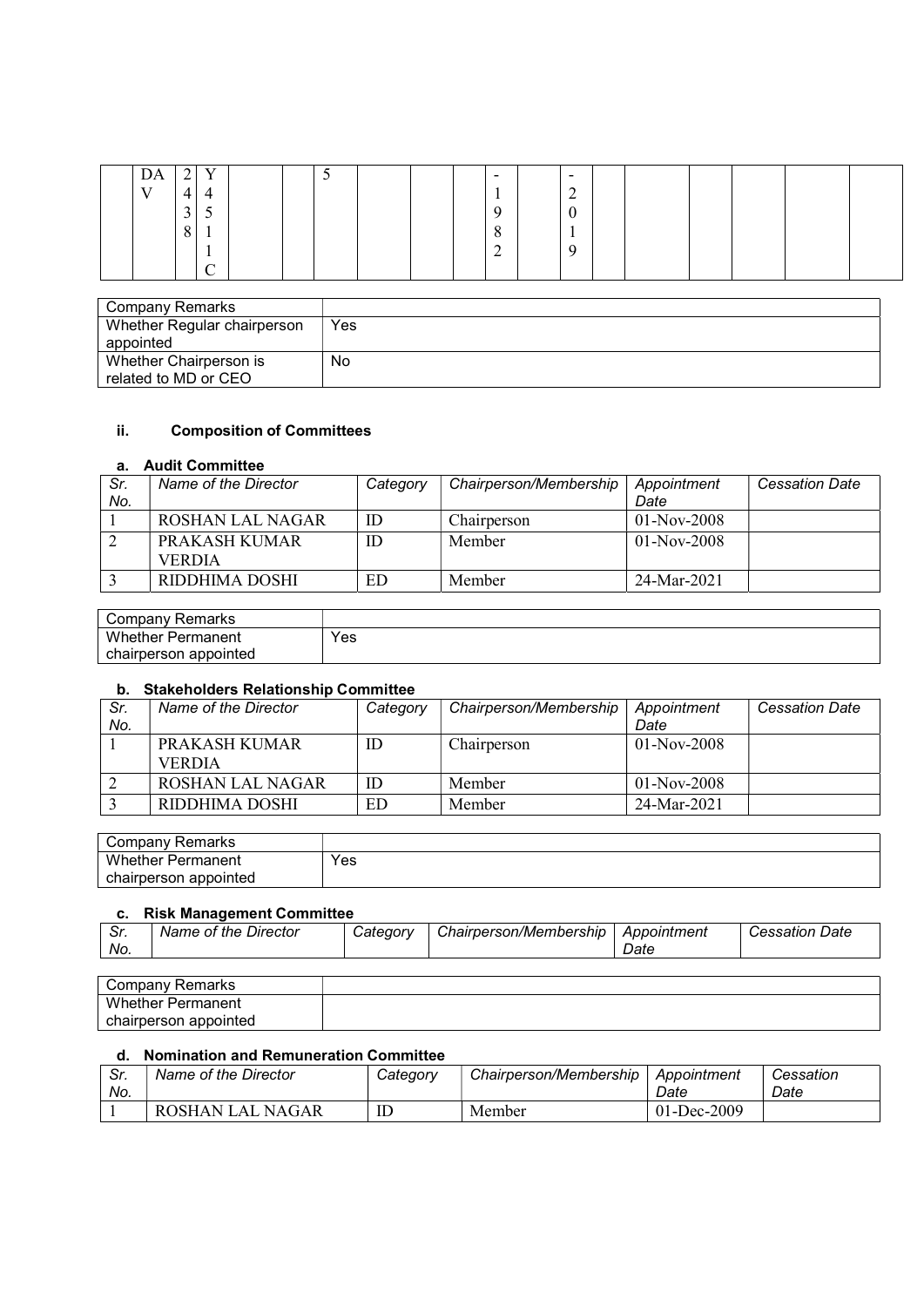| | DAV | 2438 | Y4511C | | | 5 | | | | -1982 | | -2019 | | | | | |
|---|---|---|---|---|---|---|---|---|---|---|---|---|---|---|---|---|---|

| Company Remarks | |
|---|---|
| Whether Regular chairperson appointed | Yes |
| Whether Chairperson is related to MD or CEO | No |

### ii. Composition of Committees

#### a. Audit Committee

| *Sr. No.* | *Name of the Director* | *Category* | *Chairperson/Membership* | *Appointment Date* | *Cessation Date* |
|---|---|---|---|---|---|
| 1 | ROSHAN LAL NAGAR | ID | Chairperson | 01-Nov-2008 | |
| 2 | PRAKASH KUMAR VERDIA | ID | Member | 01-Nov-2008 | |
| 3 | RIDDHIMA DOSHI | ED | Member | 24-Mar-2021 | |

| Company Remarks | |
|---|---|
| Whether Permanent chairperson appointed | Yes |

#### b. Stakeholders Relationship Committee

| *Sr. No.* | *Name of the Director* | *Category* | *Chairperson/Membership* | *Appointment Date* | *Cessation Date* |
|---|---|---|---|---|---|
| 1 | PRAKASH KUMAR VERDIA | ID | Chairperson | 01-Nov-2008 | |
| 2 | ROSHAN LAL NAGAR | ID | Member | 01-Nov-2008 | |
| 3 | RIDDHIMA DOSHI | ED | Member | 24-Mar-2021 | |

| Company Remarks | |
|---|---|
| Whether Permanent chairperson appointed | Yes |

#### c. Risk Management Committee

| *Sr. No.* | *Name of the Director* | *Category* | *Chairperson/Membership* | *Appointment Date* | *Cessation Date* |
|---|---|---|---|---|---|

| Company Remarks | |
|---|---|
| Whether Permanent chairperson appointed | |

#### d. Nomination and Remuneration Committee

| *Sr. No.* | *Name of the Director* | *Category* | *Chairperson/Membership* | *Appointment Date* | *Cessation Date* |
|---|---|---|---|---|---|
| 1 | ROSHAN LAL NAGAR | ID | Member | 01-Dec-2009 | |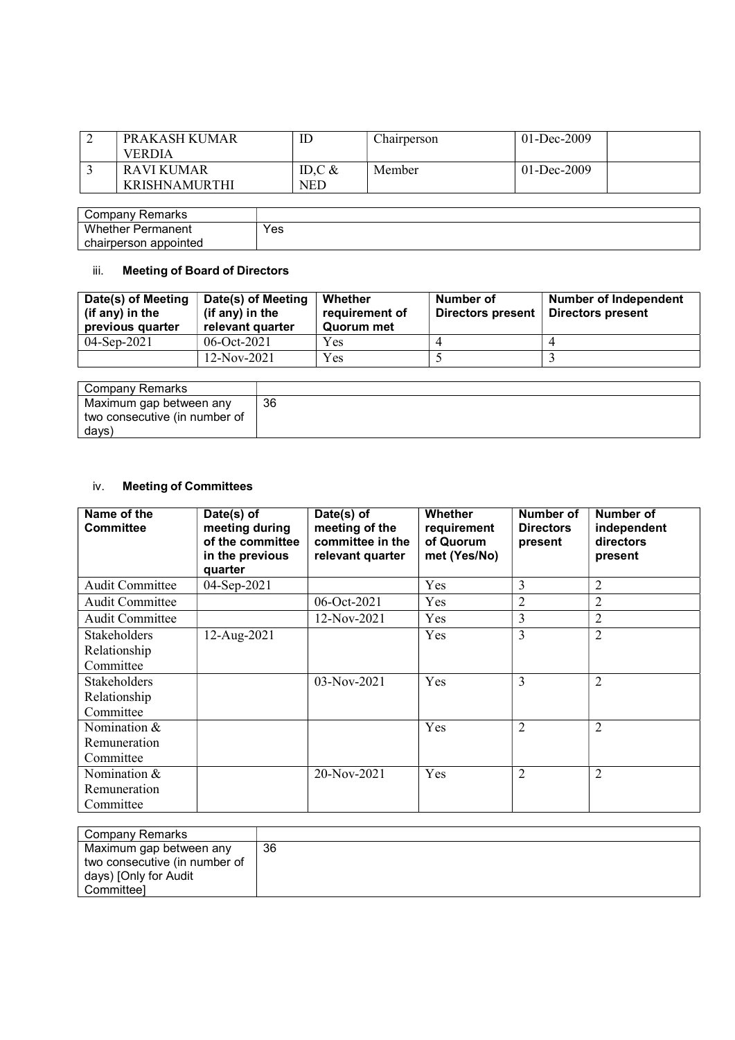| 2 | PRAKASH KUMAR VERDIA | ID | Chairperson | 01-Dec-2009 | |
|---|---|---|---|---|---|
| 3 | RAVI KUMAR KRISHNAMURTHI | ID,C & NED | Member | 01-Dec-2009 | |

| Company Remarks | |
|---|---|
| Whether Permanent chairperson appointed | Yes |

iii. **Meeting of Board of Directors**

| Date(s) of Meeting (if any) in the previous quarter | Date(s) of Meeting (if any) in the relevant quarter | Whether requirement of Quorum met | Number of Directors present | Number of Independent Directors present |
|---|---|---|---|---|
| 04-Sep-2021 | 06-Oct-2021 | Yes | 4 | 4 |
| | 12-Nov-2021 | Yes | 5 | 3 |

| Company Remarks | |
|---|---|
| Maximum gap between any two consecutive (in number of days) | 36 |

iv. **Meeting of Committees**

| Name of the Committee | Date(s) of meeting during of the committee in the previous quarter | Date(s) of meeting of the committee in the relevant quarter | Whether requirement of Quorum met (Yes/No) | Number of Directors present | Number of independent directors present |
|---|---|---|---|---|---|
| Audit Committee | 04-Sep-2021 | | Yes | 3 | 2 |
| Audit Committee | | 06-Oct-2021 | Yes | 2 | 2 |
| Audit Committee | | 12-Nov-2021 | Yes | 3 | 2 |
| Stakeholders Relationship Committee | 12-Aug-2021 | | Yes | 3 | 2 |
| Stakeholders Relationship Committee | | 03-Nov-2021 | Yes | 3 | 2 |
| Nomination & Remuneration Committee | | | Yes | 2 | 2 |
| Nomination & Remuneration Committee | | 20-Nov-2021 | Yes | 2 | 2 |

| Company Remarks | |
|---|---|
| Maximum gap between any two consecutive (in number of days) [Only for Audit Committee] | 36 |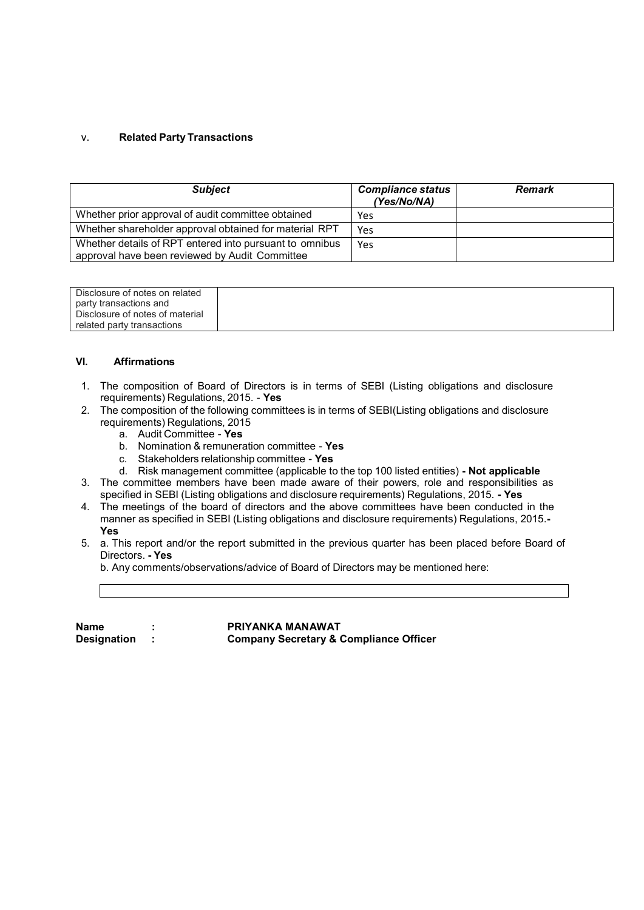v. **Related Party Transactions**

| *Subject* | *Compliance status (Yes/No/NA)* | *Remark* |
|---|---|---|
| Whether prior approval of audit committee obtained | Yes | |
| Whether shareholder approval obtained for material RPT | Yes | |
| Whether details of RPT entered into pursuant to omnibus approval have been reviewed by Audit Committee | Yes | |

| | |
|---|---|
| Disclosure of notes on related party transactions and Disclosure of notes of material related party transactions | |

### VI. Affirmations

1. The composition of Board of Directors is in terms of SEBI (Listing obligations and disclosure requirements) Regulations, 2015. - **Yes**
2. The composition of the following committees is in terms of SEBI(Listing obligations and disclosure requirements) Regulations, 2015
   a. Audit Committee - **Yes**
   b. Nomination & remuneration committee - **Yes**
   c. Stakeholders relationship committee - **Yes**
   d. Risk management committee (applicable to the top 100 listed entities) **- Not applicable**
3. The committee members have been made aware of their powers, role and responsibilities as specified in SEBI (Listing obligations and disclosure requirements) Regulations, 2015. **- Yes**
4. The meetings of the board of directors and the above committees have been conducted in the manner as specified in SEBI (Listing obligations and disclosure requirements) Regulations, 2015.**- Yes**
5. a. This report and/or the report submitted in the previous quarter has been placed before Board of Directors. **- Yes**

   b. Any comments/observations/advice of Board of Directors may be mentioned here:

**Name** : **PRIYANKA MANAWAT**
**Designation** : **Company Secretary & Compliance Officer**